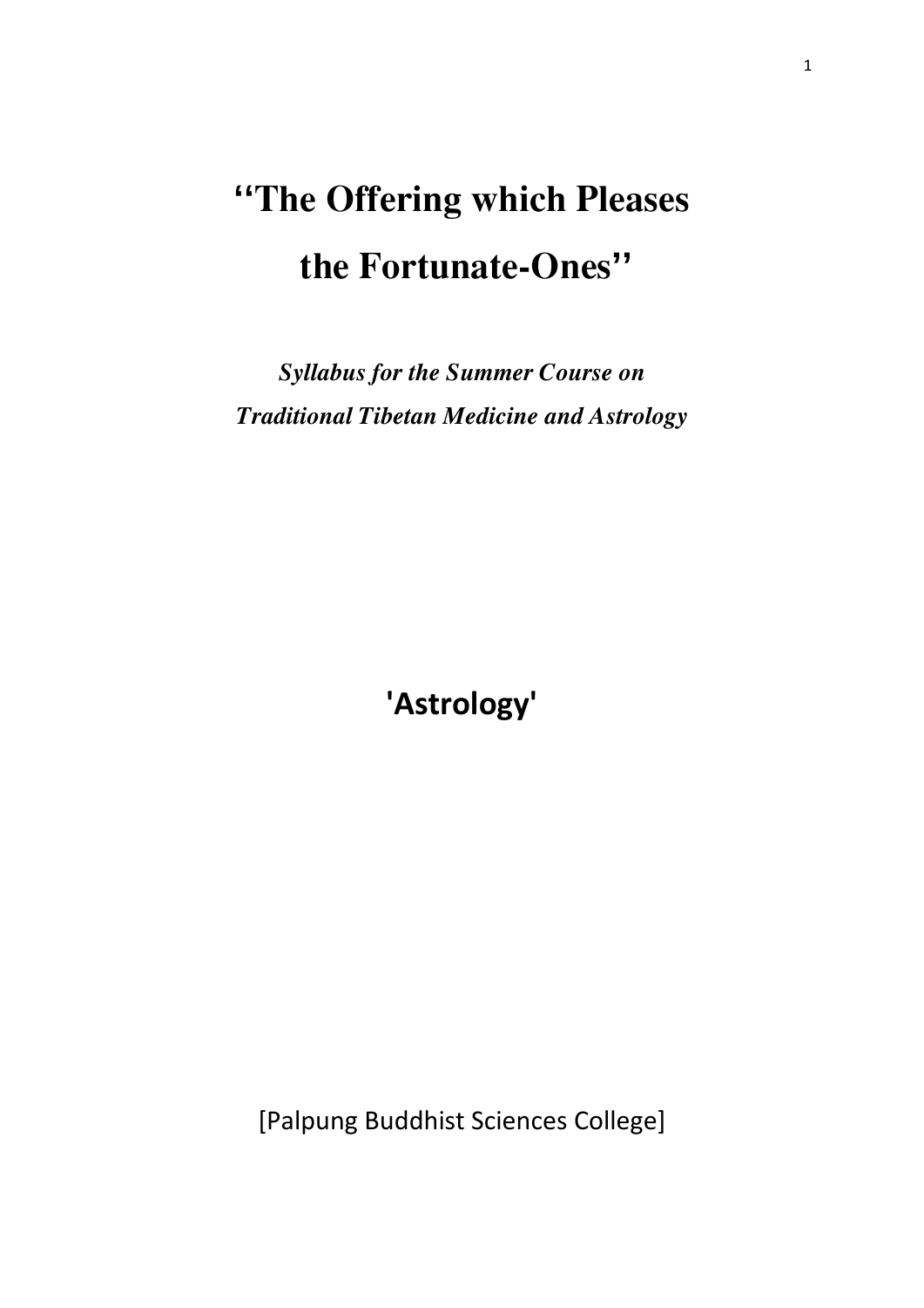# ‘‘The Offering which Pleases the Fortunate-Ones’’

***Syllabus for the Summer Course on Traditional Tibetan Medicine and Astrology***

**'Astrology'**

[Palpung Buddhist Sciences College]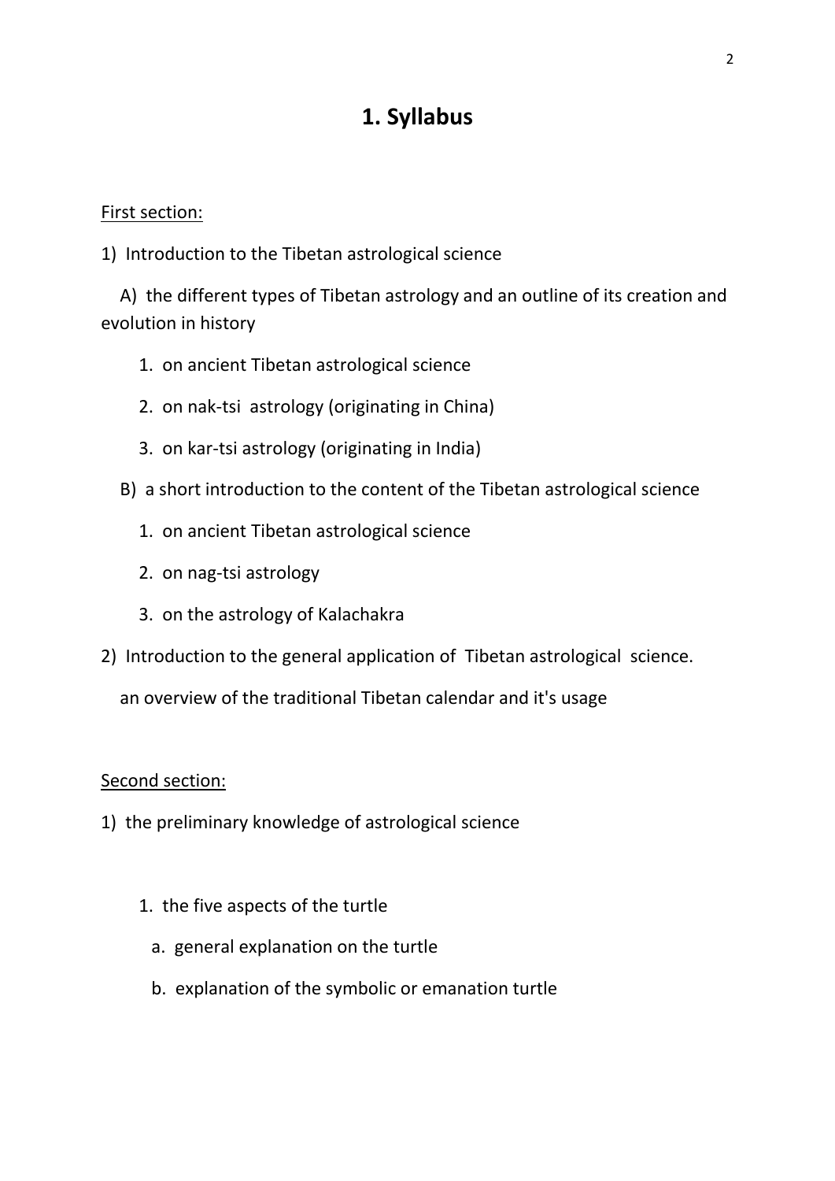# 1. Syllabus

First section:

1) Introduction to the Tibetan astrological science

   A) the different types of Tibetan astrology and an outline of its creation and evolution in history

      1. on ancient Tibetan astrological science
      2. on nak-tsi astrology (originating in China)
      3. on kar-tsi astrology (originating in India)

   B) a short introduction to the content of the Tibetan astrological science

      1. on ancient Tibetan astrological science
      2. on nag-tsi astrology
      3. on the astrology of Kalachakra

2) Introduction to the general application of Tibetan astrological science.

   an overview of the traditional Tibetan calendar and it's usage

Second section:

1) the preliminary knowledge of astrological science

      1. the five aspects of the turtle

         a. general explanation on the turtle

         b. explanation of the symbolic or emanation turtle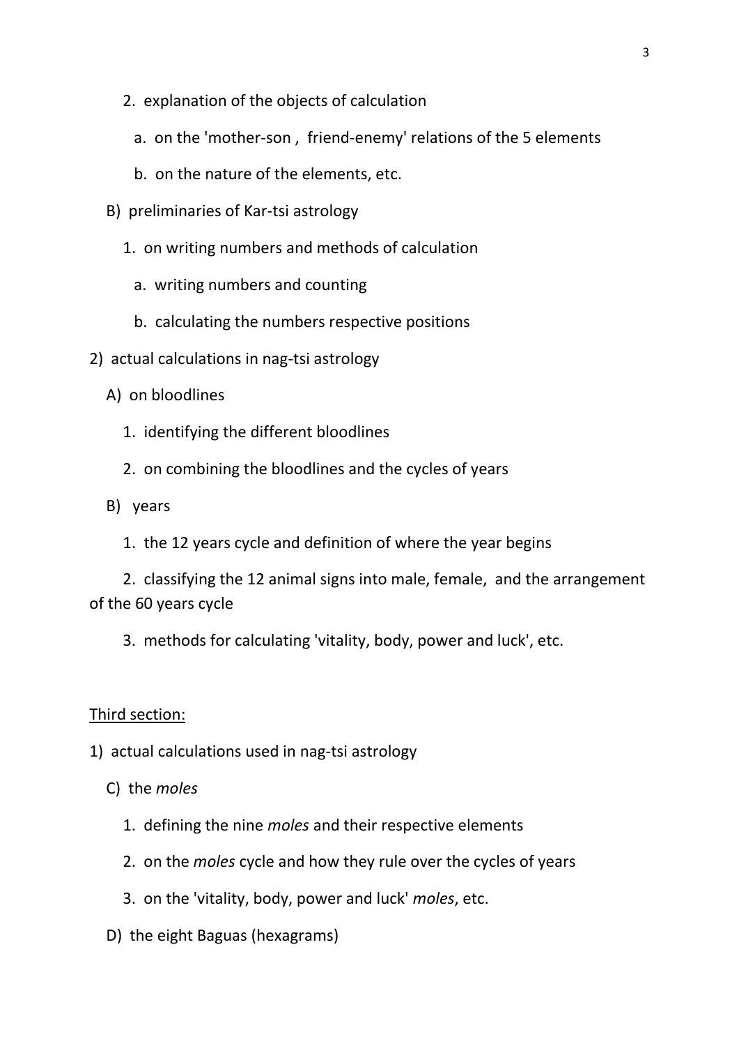2. explanation of the objects of calculation

   a. on the 'mother-son , friend-enemy' relations of the 5 elements

   b. on the nature of the elements, etc.

B) preliminaries of Kar-tsi astrology

1. on writing numbers and methods of calculation

   a. writing numbers and counting

   b. calculating the numbers respective positions

2) actual calculations in nag-tsi astrology

A) on bloodlines

1. identifying the different bloodlines

2. on combining the bloodlines and the cycles of years

B) years

1. the 12 years cycle and definition of where the year begins

2. classifying the 12 animal signs into male, female, and the arrangement of the 60 years cycle

3. methods for calculating 'vitality, body, power and luck', etc.

<u>Third section:</u>

1) actual calculations used in nag-tsi astrology

C) the *moles*

1. defining the nine *moles* and their respective elements

2. on the *moles* cycle and how they rule over the cycles of years

3. on the 'vitality, body, power and luck' *moles*, etc.

D) the eight Baguas (hexagrams)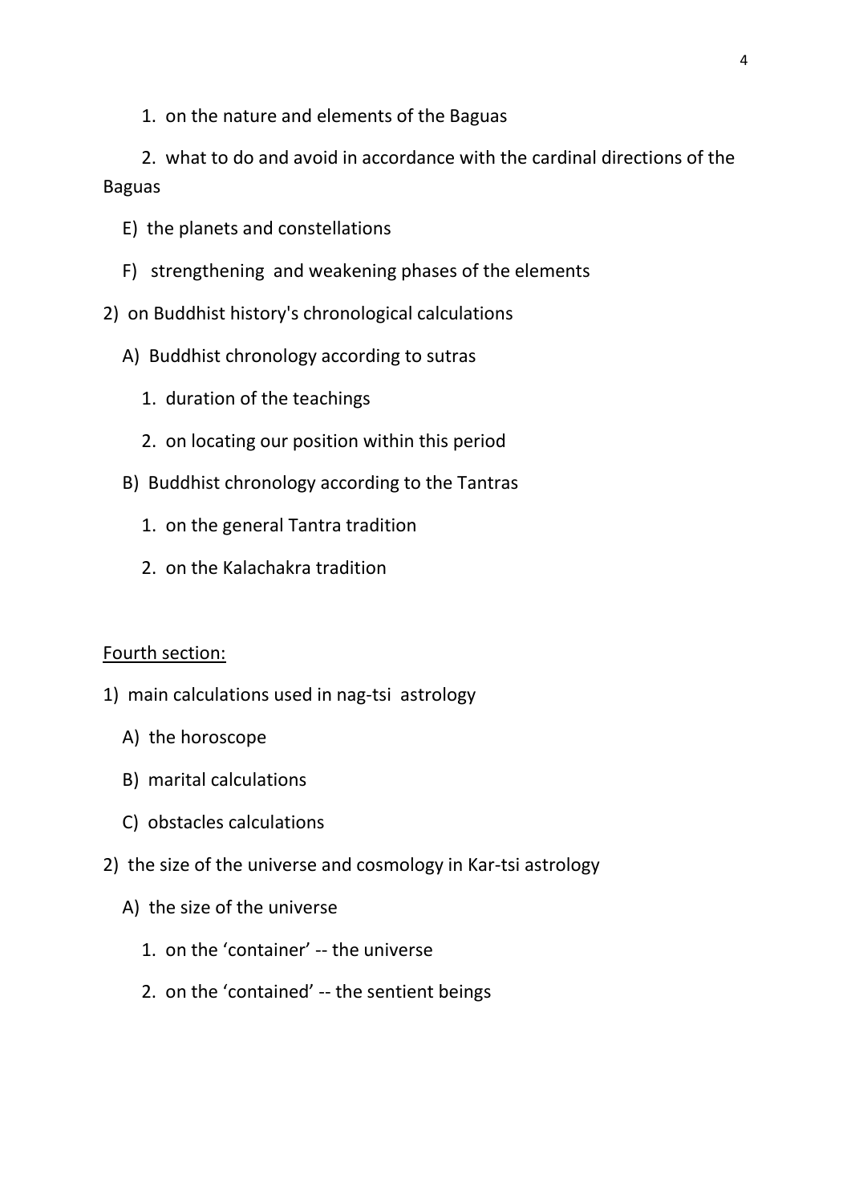1. on the nature and elements of the Baguas

2. what to do and avoid in accordance with the cardinal directions of the Baguas

E) the planets and constellations

F) strengthening and weakening phases of the elements

2) on Buddhist history's chronological calculations

A) Buddhist chronology according to sutras

1. duration of the teachings

2. on locating our position within this period

B) Buddhist chronology according to the Tantras

1. on the general Tantra tradition

2. on the Kalachakra tradition

<u>Fourth section:</u>

1) main calculations used in nag-tsi astrology

A) the horoscope

B) marital calculations

C) obstacles calculations

2) the size of the universe and cosmology in Kar-tsi astrology

A) the size of the universe

1. on the 'container' -- the universe

2. on the 'contained' -- the sentient beings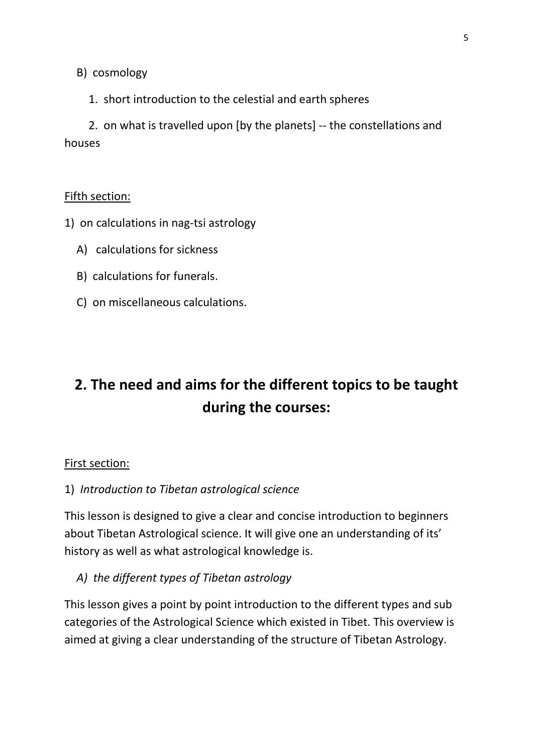B) cosmology

1. short introduction to the celestial and earth spheres

2. on what is travelled upon [by the planets] -- the constellations and houses

Fifth section:

1) on calculations in nag-tsi astrology

A) calculations for sickness

B) calculations for funerals.

C) on miscellaneous calculations.

## 2. The need and aims for the different topics to be taught during the courses:

First section:

1) *Introduction to Tibetan astrological science*

This lesson is designed to give a clear and concise introduction to beginners about Tibetan Astrological science. It will give one an understanding of its' history as well as what astrological knowledge is.

*A) the different types of Tibetan astrology*

This lesson gives a point by point introduction to the different types and sub categories of the Astrological Science which existed in Tibet. This overview is aimed at giving a clear understanding of the structure of Tibetan Astrology.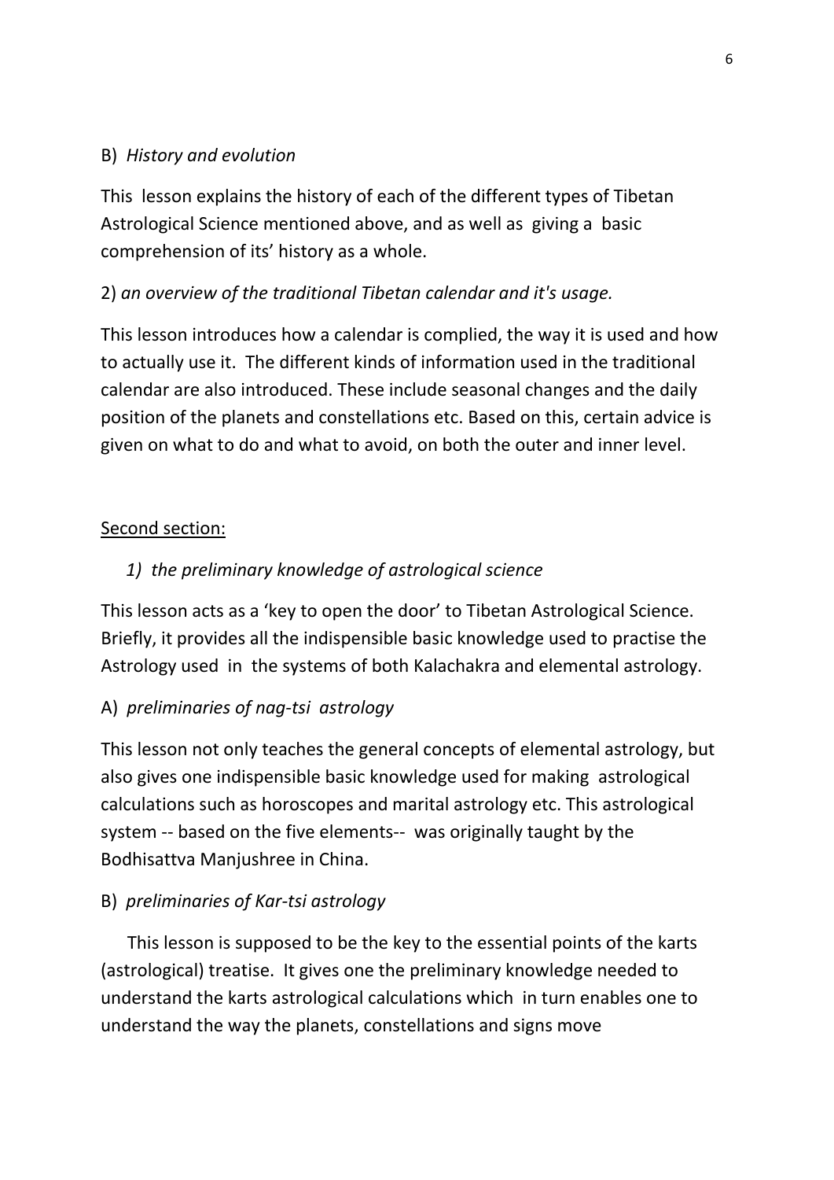B) *History and evolution*

This lesson explains the history of each of the different types of Tibetan Astrological Science mentioned above, and as well as giving a basic comprehension of its' history as a whole.

2) *an overview of the traditional Tibetan calendar and it's usage.*

This lesson introduces how a calendar is complied, the way it is used and how to actually use it. The different kinds of information used in the traditional calendar are also introduced. These include seasonal changes and the daily position of the planets and constellations etc. Based on this, certain advice is given on what to do and what to avoid, on both the outer and inner level.

<u>Second section:</u>

1) *the preliminary knowledge of astrological science*

This lesson acts as a 'key to open the door' to Tibetan Astrological Science. Briefly, it provides all the indispensible basic knowledge used to practise the Astrology used in the systems of both Kalachakra and elemental astrology.

A) *preliminaries of nag-tsi astrology*

This lesson not only teaches the general concepts of elemental astrology, but also gives one indispensible basic knowledge used for making astrological calculations such as horoscopes and marital astrology etc. This astrological system -- based on the five elements-- was originally taught by the Bodhisattva Manjushree in China.

B) *preliminaries of Kar-tsi astrology*

This lesson is supposed to be the key to the essential points of the karts (astrological) treatise. It gives one the preliminary knowledge needed to understand the karts astrological calculations which in turn enables one to understand the way the planets, constellations and signs move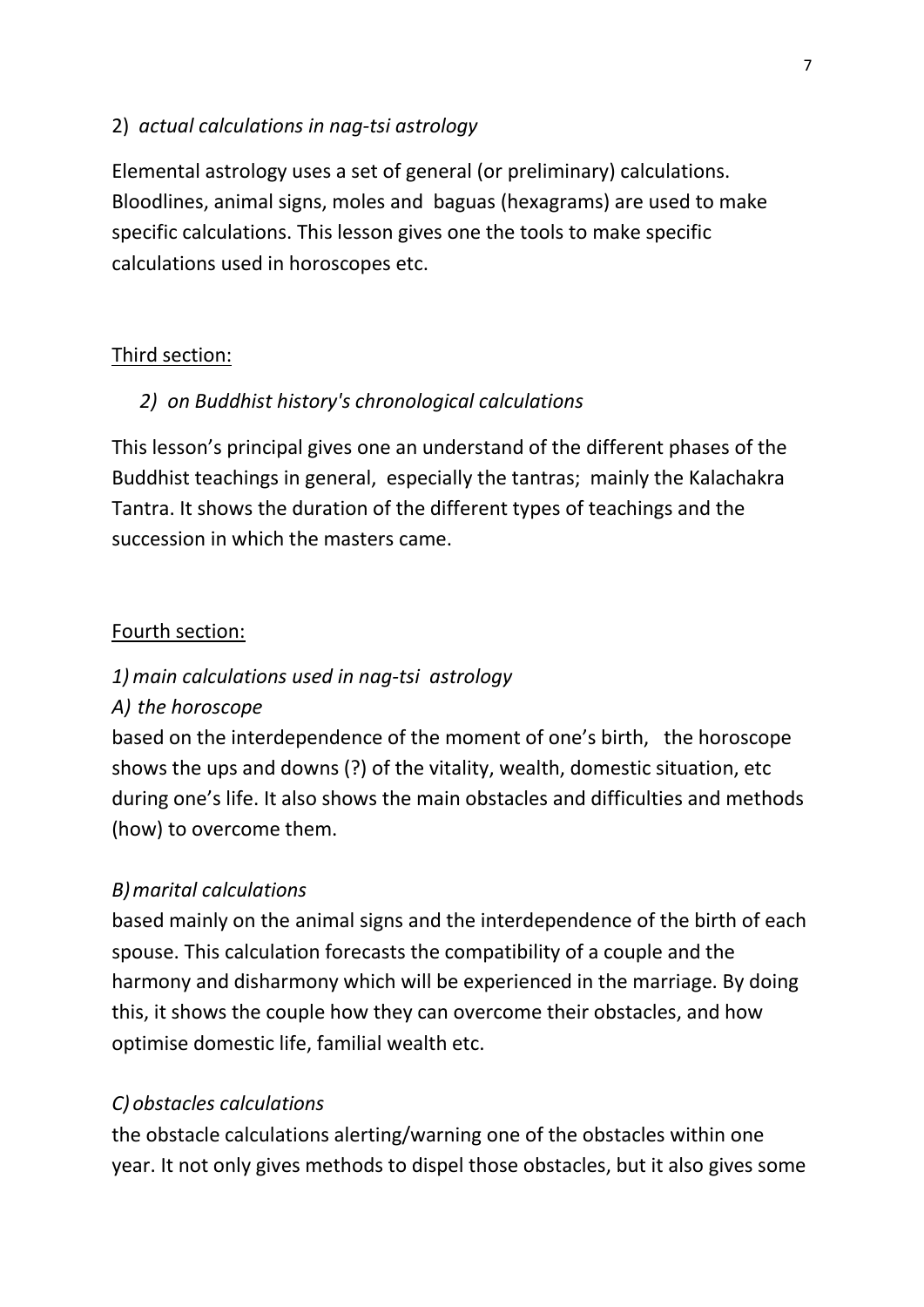2) *actual calculations in nag-tsi astrology*

Elemental astrology uses a set of general (or preliminary) calculations. Bloodlines, animal signs, moles and baguas (hexagrams) are used to make specific calculations. This lesson gives one the tools to make specific calculations used in horoscopes etc.

Third section:

*2) on Buddhist history's chronological calculations*

This lesson's principal gives one an understand of the different phases of the Buddhist teachings in general, especially the tantras; mainly the Kalachakra Tantra. It shows the duration of the different types of teachings and the succession in which the masters came.

Fourth section:

*1) main calculations used in nag-tsi astrology*

*A) the horoscope*

based on the interdependence of the moment of one's birth, the horoscope shows the ups and downs (?) of the vitality, wealth, domestic situation, etc during one's life. It also shows the main obstacles and difficulties and methods (how) to overcome them.

*B) marital calculations*

based mainly on the animal signs and the interdependence of the birth of each spouse. This calculation forecasts the compatibility of a couple and the harmony and disharmony which will be experienced in the marriage. By doing this, it shows the couple how they can overcome their obstacles, and how optimise domestic life, familial wealth etc.

*C) obstacles calculations*

the obstacle calculations alerting/warning one of the obstacles within one year. It not only gives methods to dispel those obstacles, but it also gives some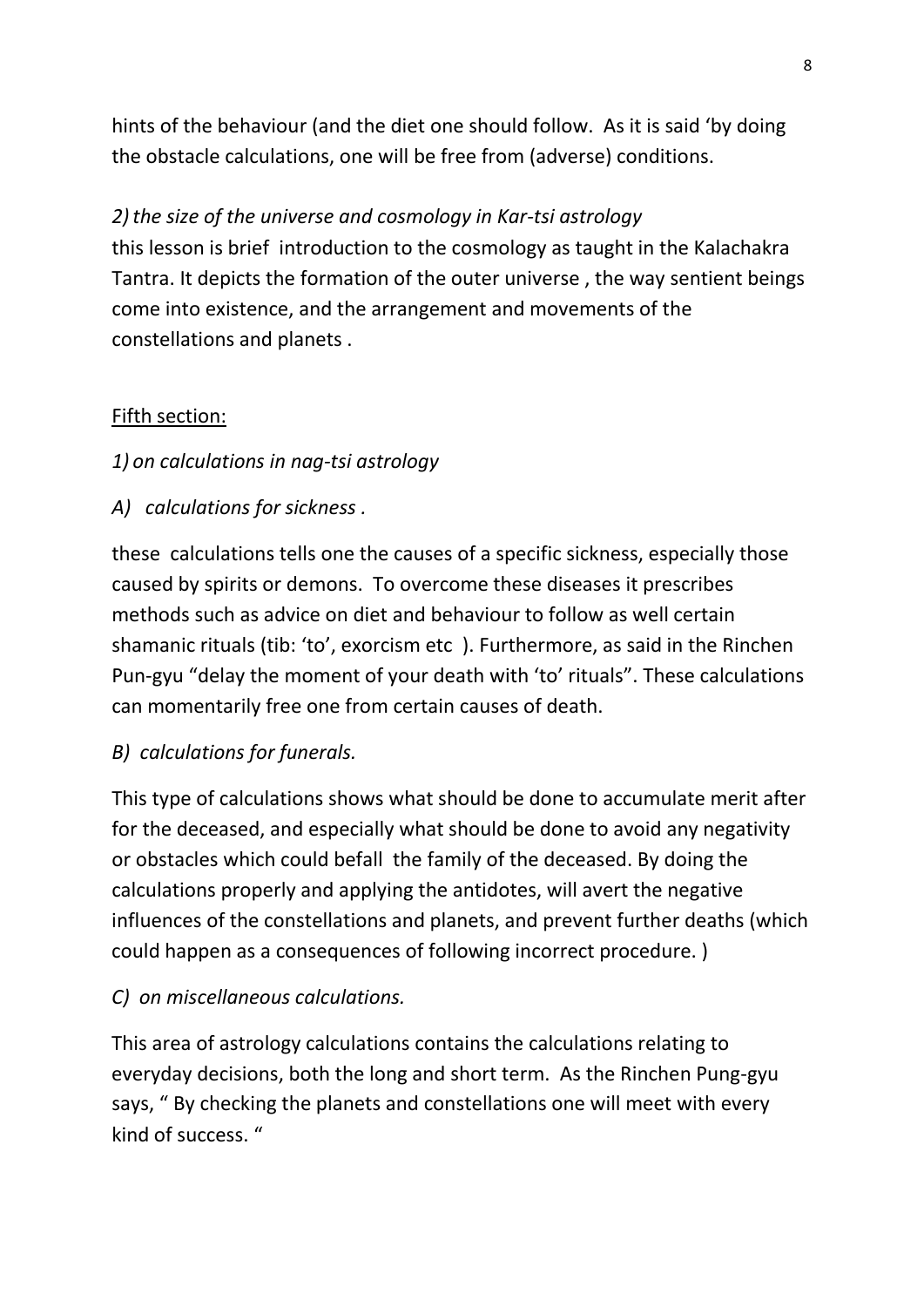hints of the behaviour (and the diet one should follow. As it is said 'by doing the obstacle calculations, one will be free from (adverse) conditions.

*2) the size of the universe and cosmology in Kar-tsi astrology*

this lesson is brief introduction to the cosmology as taught in the Kalachakra Tantra. It depicts the formation of the outer universe , the way sentient beings come into existence, and the arrangement and movements of the constellations and planets .

<u>Fifth section:</u>

*1) on calculations in nag-tsi astrology*

*A) calculations for sickness .*

these calculations tells one the causes of a specific sickness, especially those caused by spirits or demons. To overcome these diseases it prescribes methods such as advice on diet and behaviour to follow as well certain shamanic rituals (tib: 'to', exorcism etc ). Furthermore, as said in the Rinchen Pun-gyu "delay the moment of your death with 'to' rituals". These calculations can momentarily free one from certain causes of death.

*B) calculations for funerals.*

This type of calculations shows what should be done to accumulate merit after for the deceased, and especially what should be done to avoid any negativity or obstacles which could befall the family of the deceased. By doing the calculations properly and applying the antidotes, will avert the negative influences of the constellations and planets, and prevent further deaths (which could happen as a consequences of following incorrect procedure. )

*C) on miscellaneous calculations.*

This area of astrology calculations contains the calculations relating to everyday decisions, both the long and short term. As the Rinchen Pung-gyu says, " By checking the planets and constellations one will meet with every kind of success. "